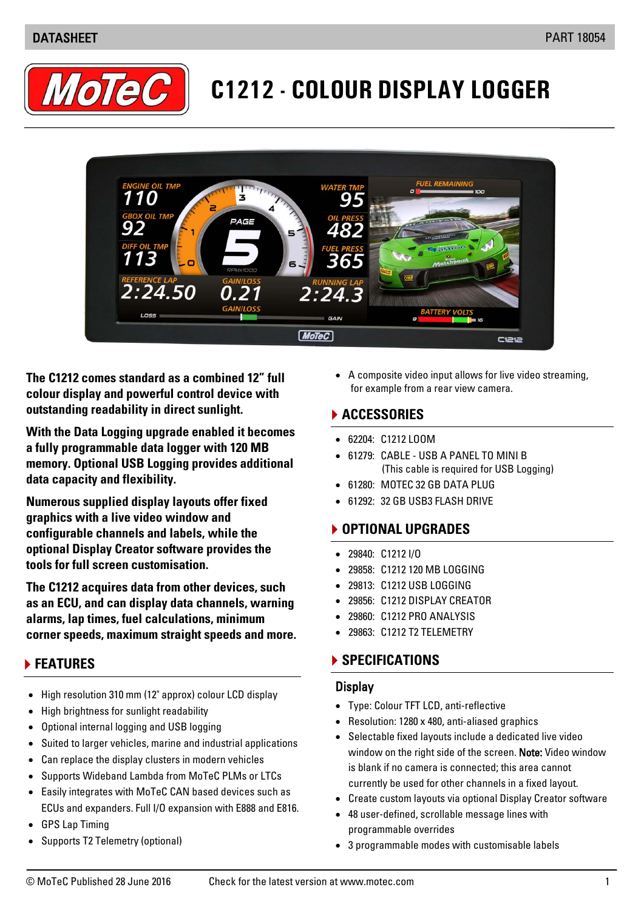# C1212 - COLOUR DISPLAY LOGGER

**The C1212 comes standard as a combined 12" full colour display and powerful control device with outstanding readability in direct sunlight.**

**With the Data Logging upgrade enabled it becomes a fully programmable data logger with 120 MB memory. Optional USB Logging provides additional data capacity and flexibility.**

**Numerous supplied display layouts offer fixed graphics with a live video window and configurable channels and labels, while the optional Display Creator software provides the tools for full screen customisation.**

**The C1212 acquires data from other devices, such as an ECU, and can display data channels, warning alarms, lap times, fuel calculations, minimum corner speeds, maximum straight speeds and more.**

## FEATURES

- High resolution 310 mm (12" approx) colour LCD display
- High brightness for sunlight readability
- Optional internal logging and USB logging
- Suited to larger vehicles, marine and industrial applications
- Can replace the display clusters in modern vehicles
- Supports Wideband Lambda from MoTeC PLMs or LTCs
- Easily integrates with MoTeC CAN based devices such as ECUs and expanders. Full I/O expansion with E888 and E816.
- GPS Lap Timing
- Supports T2 Telemetry (optional)
- A composite video input allows for live video streaming, for example from a rear view camera.

## ACCESSORIES

- 62204: C1212 LOOM
- 61279: CABLE - USB A PANEL TO MINI B (This cable is required for USB Logging)
- 61280: MOTEC 32 GB DATA PLUG
- 61292: 32 GB USB3 FLASH DRIVE

## OPTIONAL UPGRADES

- 29840: C1212 I/O
- 29858: C1212 120 MB LOGGING
- 29813: C1212 USB LOGGING
- 29856: C1212 DISPLAY CREATOR
- 29860: C1212 PRO ANALYSIS
- 29863: C1212 T2 TELEMETRY

## SPECIFICATIONS

### Display

- Type: Colour TFT LCD, anti-reflective
- Resolution: 1280 x 480, anti-aliased graphics
- Selectable fixed layouts include a dedicated live video window on the right side of the screen. **Note:** Video window is blank if no camera is connected; this area cannot currently be used for other channels in a fixed layout.
- Create custom layouts via optional Display Creator software
- 48 user-defined, scrollable message lines with programmable overrides
- 3 programmable modes with customisable labels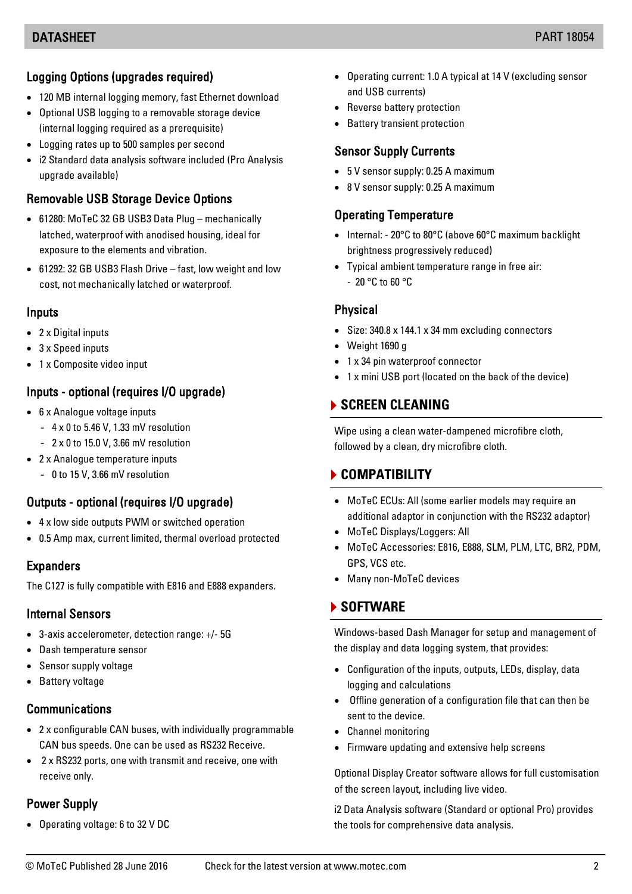### Logging Options (upgrades required)

- 120 MB internal logging memory, fast Ethernet download
- Optional USB logging to a removable storage device (internal logging required as a prerequisite)
- Logging rates up to 500 samples per second
- i2 Standard data analysis software included (Pro Analysis upgrade available)

### Removable USB Storage Device Options

- 61280: MoTeC 32 GB USB3 Data Plug – mechanically latched, waterproof with anodised housing, ideal for exposure to the elements and vibration.
- 61292: 32 GB USB3 Flash Drive – fast, low weight and low cost, not mechanically latched or waterproof.

### Inputs

- 2 x Digital inputs
- 3 x Speed inputs
- 1 x Composite video input

### Inputs - optional (requires I/O upgrade)

- 6 x Analogue voltage inputs
  - 4 x 0 to 5.46 V, 1.33 mV resolution
  - 2 x 0 to 15.0 V, 3.66 mV resolution
- 2 x Analogue temperature inputs
  - 0 to 15 V, 3.66 mV resolution

### Outputs - optional (requires I/O upgrade)

- 4 x low side outputs PWM or switched operation
- 0.5 Amp max, current limited, thermal overload protected

### Expanders

The C127 is fully compatible with E816 and E888 expanders.

### Internal Sensors

- 3-axis accelerometer, detection range: +/- 5G
- Dash temperature sensor
- Sensor supply voltage
- Battery voltage

### Communications

- 2 x configurable CAN buses, with individually programmable CAN bus speeds. One can be used as RS232 Receive.
- 2 x RS232 ports, one with transmit and receive, one with receive only.

### Power Supply

- Operating voltage: 6 to 32 V DC
- Operating current: 1.0 A typical at 14 V (excluding sensor and USB currents)
- Reverse battery protection
- Battery transient protection

### Sensor Supply Currents

- 5 V sensor supply: 0.25 A maximum
- 8 V sensor supply: 0.25 A maximum

### Operating Temperature

- Internal: - 20°C to 80°C (above 60°C maximum backlight brightness progressively reduced)
- Typical ambient temperature range in free air:
  - 20 °C to 60 °C

### Physical

- Size: 340.8 x 144.1 x 34 mm excluding connectors
- Weight 1690 g
- 1 x 34 pin waterproof connector
- 1 x mini USB port (located on the back of the device)

## SCREEN CLEANING

Wipe using a clean water-dampened microfibre cloth, followed by a clean, dry microfibre cloth.

## COMPATIBILITY

- MoTeC ECUs: All (some earlier models may require an additional adaptor in conjunction with the RS232 adaptor)
- MoTeC Displays/Loggers: All
- MoTeC Accessories: E816, E888, SLM, PLM, LTC, BR2, PDM, GPS, VCS etc.
- Many non-MoTeC devices

## SOFTWARE

Windows-based Dash Manager for setup and management of the display and data logging system, that provides:

- Configuration of the inputs, outputs, LEDs, display, data logging and calculations
- Offline generation of a configuration file that can then be sent to the device.
- Channel monitoring
- Firmware updating and extensive help screens

Optional Display Creator software allows for full customisation of the screen layout, including live video.

i2 Data Analysis software (Standard or optional Pro) provides the tools for comprehensive data analysis.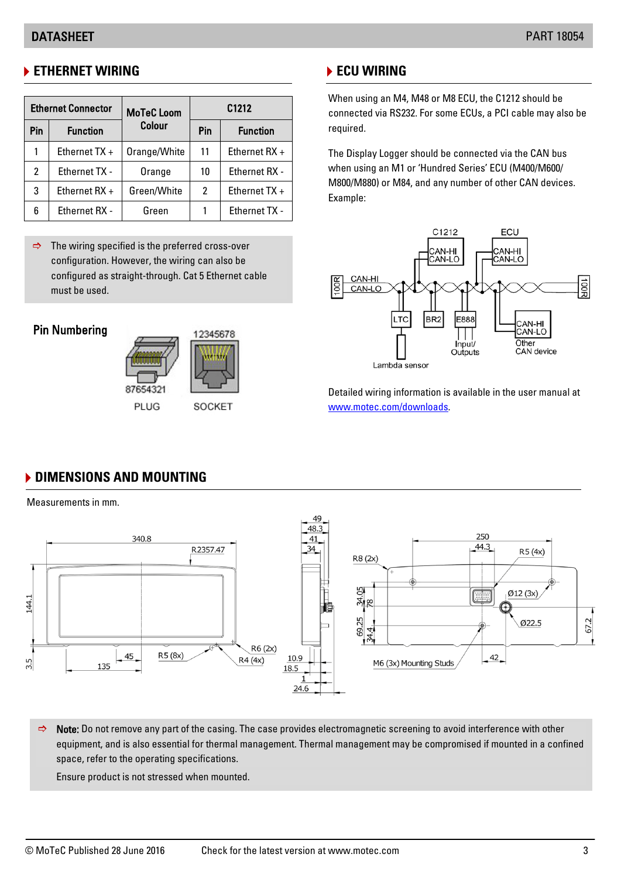## ETHERNET WIRING

| Ethernet Connector | | MoTeC Loom Colour | C1212 | |
|---|---|---|---|---|
| Pin | Function | | Pin | Function |
| 1 | Ethernet TX + | Orange/White | 11 | Ethernet RX + |
| 2 | Ethernet TX - | Orange | 10 | Ethernet RX - |
| 3 | Ethernet RX + | Green/White | 2 | Ethernet TX + |
| 6 | Ethernet RX - | Green | 1 | Ethernet TX - |

⇨ The wiring specified is the preferred cross-over configuration. However, the wiring can also be configured as straight-through. Cat 5 Ethernet cable must be used.

### Pin Numbering

12345678

87654321

PLUG SOCKET

## ECU WIRING

When using an M4, M48 or M8 ECU, the C1212 should be connected via RS232. For some ECUs, a PCI cable may also be required.

The Display Logger should be connected via the CAN bus when using an M1 or 'Hundred Series' ECU (M400/M600/M800/M880) or M84, and any number of other CAN devices. Example:

C1212 ECU CAN-HI CAN-LO 100R LTC BR2 E888 Input/Outputs Lambda sensor Other CAN device

Detailed wiring information is available in the user manual at www.motec.com/downloads.

## DIMENSIONS AND MOUNTING

Measurements in mm.

340.8 R2357.47 144.1 3.5 135 45 R5 (8x) R6 (2x) R4 (4x) 49 48.3 41 34 10.9 18.5 1 24.6 250 44.3 R8 (2x) R5 (4x) 34.05 78 Ø12 (3x) Ø22.5 69.25 34.4 67.2 M6 (3x) Mounting Studs 42

⇨ **Note:** Do not remove any part of the casing. The case provides electromagnetic screening to avoid interference with other equipment, and is also essential for thermal management. Thermal management may be compromised if mounted in a confined space, refer to the operating specifications.

Ensure product is not stressed when mounted.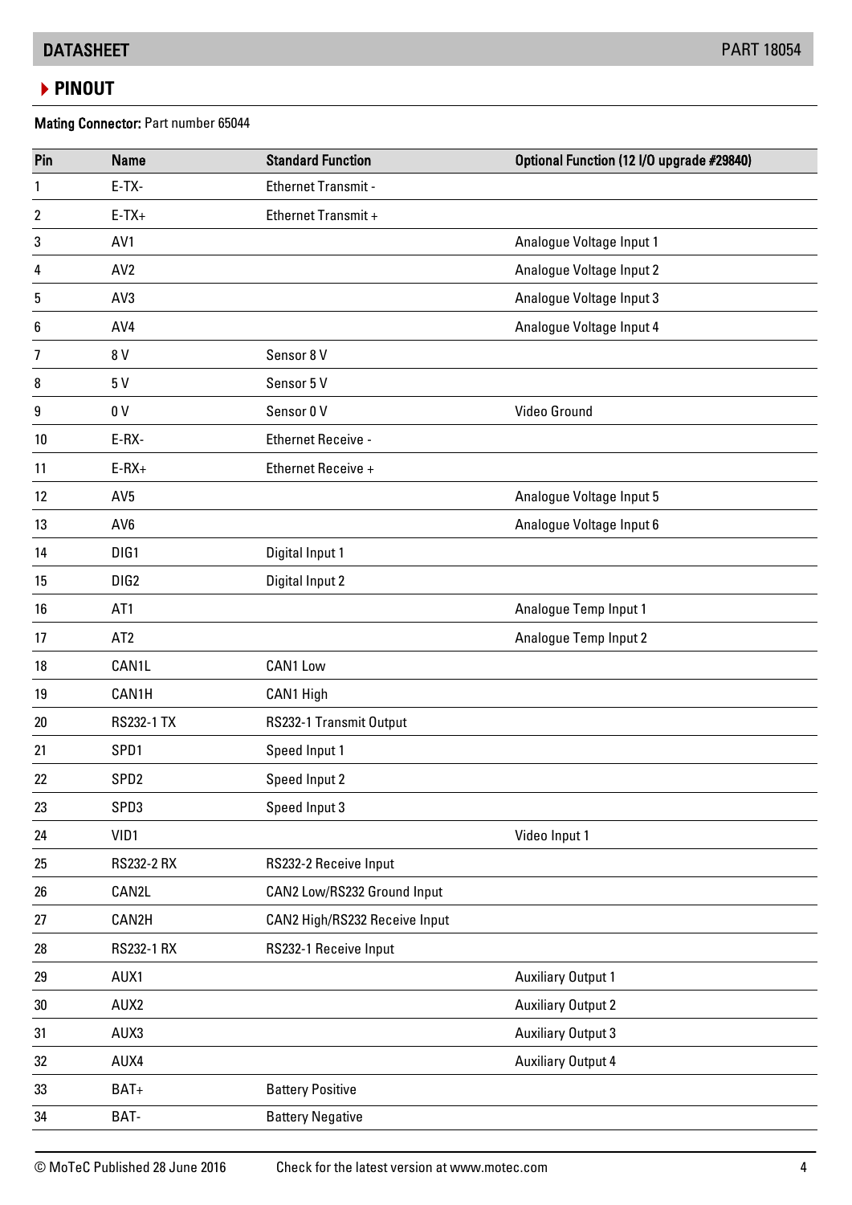## PINOUT

**Mating Connector:** Part number 65044

| Pin | Name | Standard Function | Optional Function (12 I/O upgrade #29840) |
|---|---|---|---|
| 1 | E-TX- | Ethernet Transmit - | |
| 2 | E-TX+ | Ethernet Transmit + | |
| 3 | AV1 | | Analogue Voltage Input 1 |
| 4 | AV2 | | Analogue Voltage Input 2 |
| 5 | AV3 | | Analogue Voltage Input 3 |
| 6 | AV4 | | Analogue Voltage Input 4 |
| 7 | 8 V | Sensor 8 V | |
| 8 | 5 V | Sensor 5 V | |
| 9 | 0 V | Sensor 0 V | Video Ground |
| 10 | E-RX- | Ethernet Receive - | |
| 11 | E-RX+ | Ethernet Receive + | |
| 12 | AV5 | | Analogue Voltage Input 5 |
| 13 | AV6 | | Analogue Voltage Input 6 |
| 14 | DIG1 | Digital Input 1 | |
| 15 | DIG2 | Digital Input 2 | |
| 16 | AT1 | | Analogue Temp Input 1 |
| 17 | AT2 | | Analogue Temp Input 2 |
| 18 | CAN1L | CAN1 Low | |
| 19 | CAN1H | CAN1 High | |
| 20 | RS232-1 TX | RS232-1 Transmit Output | |
| 21 | SPD1 | Speed Input 1 | |
| 22 | SPD2 | Speed Input 2 | |
| 23 | SPD3 | Speed Input 3 | |
| 24 | VID1 | | Video Input 1 |
| 25 | RS232-2 RX | RS232-2 Receive Input | |
| 26 | CAN2L | CAN2 Low/RS232 Ground Input | |
| 27 | CAN2H | CAN2 High/RS232 Receive Input | |
| 28 | RS232-1 RX | RS232-1 Receive Input | |
| 29 | AUX1 | | Auxiliary Output 1 |
| 30 | AUX2 | | Auxiliary Output 2 |
| 31 | AUX3 | | Auxiliary Output 3 |
| 32 | AUX4 | | Auxiliary Output 4 |
| 33 | BAT+ | Battery Positive | |
| 34 | BAT- | Battery Negative | |